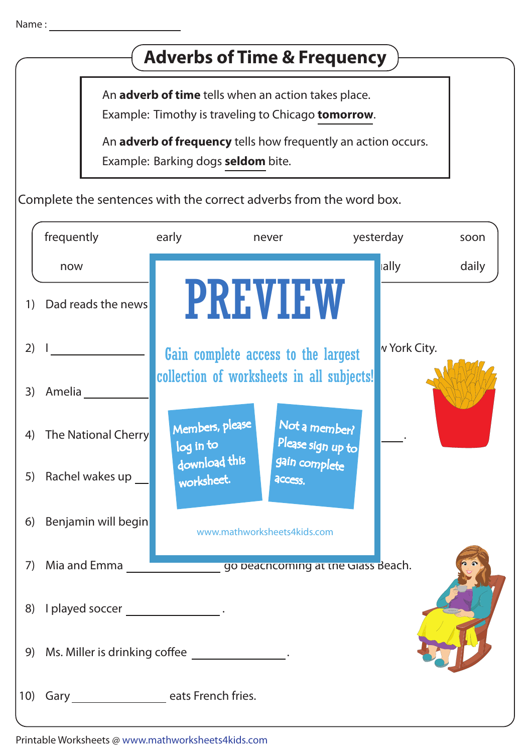Name : ____________________

# Adverbs of Time & Frequency

An **adverb of time** tells when an action takes place.
Example: Timothy is traveling to Chicago **tomorrow**.

An **adverb of frequency** tells how frequently an action occurs.
Example: Barking dogs **seldom** bite.

Complete the sentences with the correct adverbs from the word box.

| frequently | early | never | yesterday | soon |
|---|---|---|---|---|
| now | | | ...ually | daily |

PREVIEW

Gain complete access to the largest collection of worksheets in all subjects!

Members, please log in to download this worksheet.

Not a member? Please sign up to gain complete access.

www.mathworksheets4kids.com

1) Dad reads the news

2) I ______________ ... York City.

3) Amelia ______________

4) The National Cherry ... ______________.

5) Rachel wakes up ______________

6) Benjamin will begin

7) Mia and Emma ______________ go beachcombing at the Glass Beach.

8) I played soccer ______________.

9) Ms. Miller is drinking coffee ______________.

10) Gary ______________ eats French fries.

Printable Worksheets @ www.mathworksheets4kids.com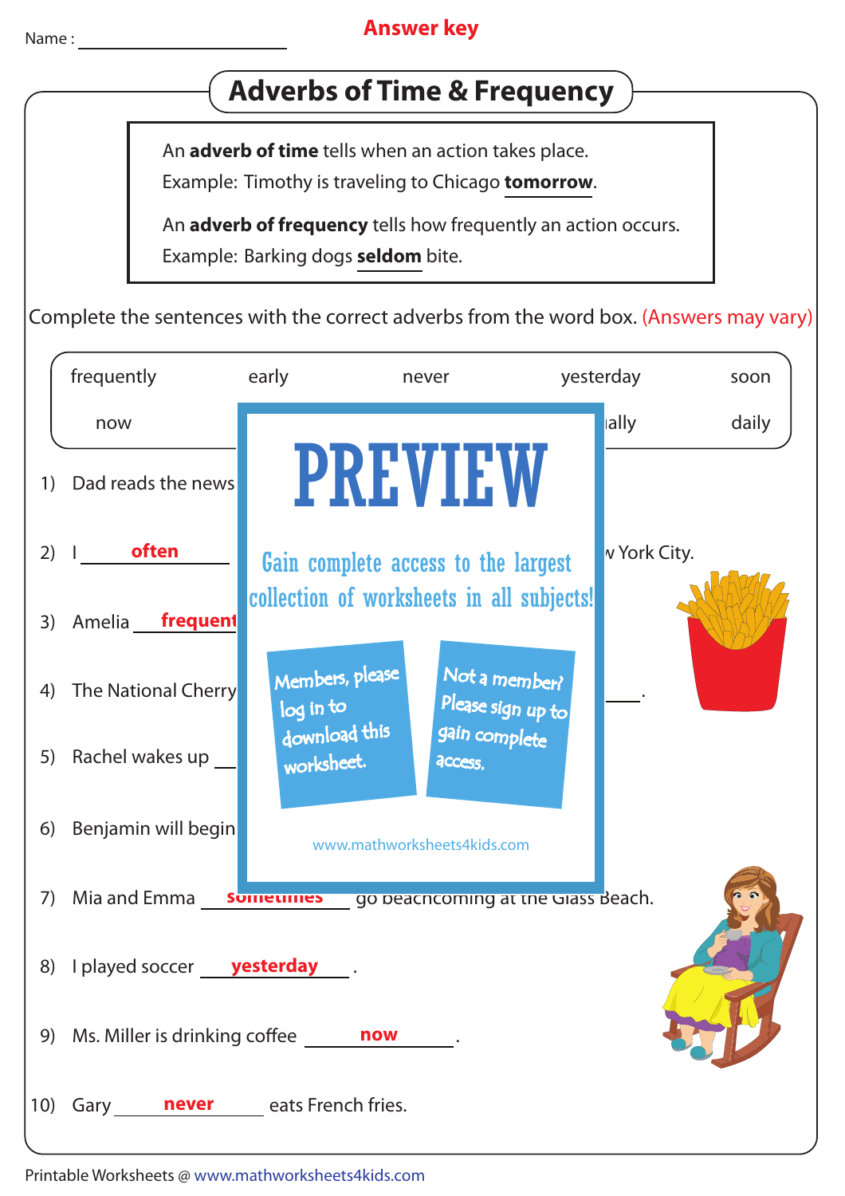Name : ____________________

**Answer key**

# Adverbs of Time & Frequency

An **adverb of time** tells when an action takes place.
Example: Timothy is traveling to Chicago **tomorrow**.

An **adverb of frequency** tells how frequently an action occurs.
Example: Barking dogs **seldom** bite.

Complete the sentences with the correct adverbs from the word box. (Answers may vary)

| | | | | |
|---|---|---|---|---|
| frequently | early | never | yesterday | soon |
| now | | | ...ally | daily |

PREVIEW

Gain complete access to the largest collection of worksheets in all subjects!

Members, please log in to download this worksheet.

Not a member? Please sign up to gain complete access.

www.mathworksheets4kids.com

1) Dad reads the news

2) I **often** ... York City.

3) Amelia **frequent**...

4) The National Cherry ... ________.

5) Rachel wakes up ___

6) Benjamin will begin

7) Mia and Emma **sometimes** go beachcombing at the Glass Beach.

8) I played soccer **yesterday**.

9) Ms. Miller is drinking coffee **now**.

10) Gary **never** eats French fries.